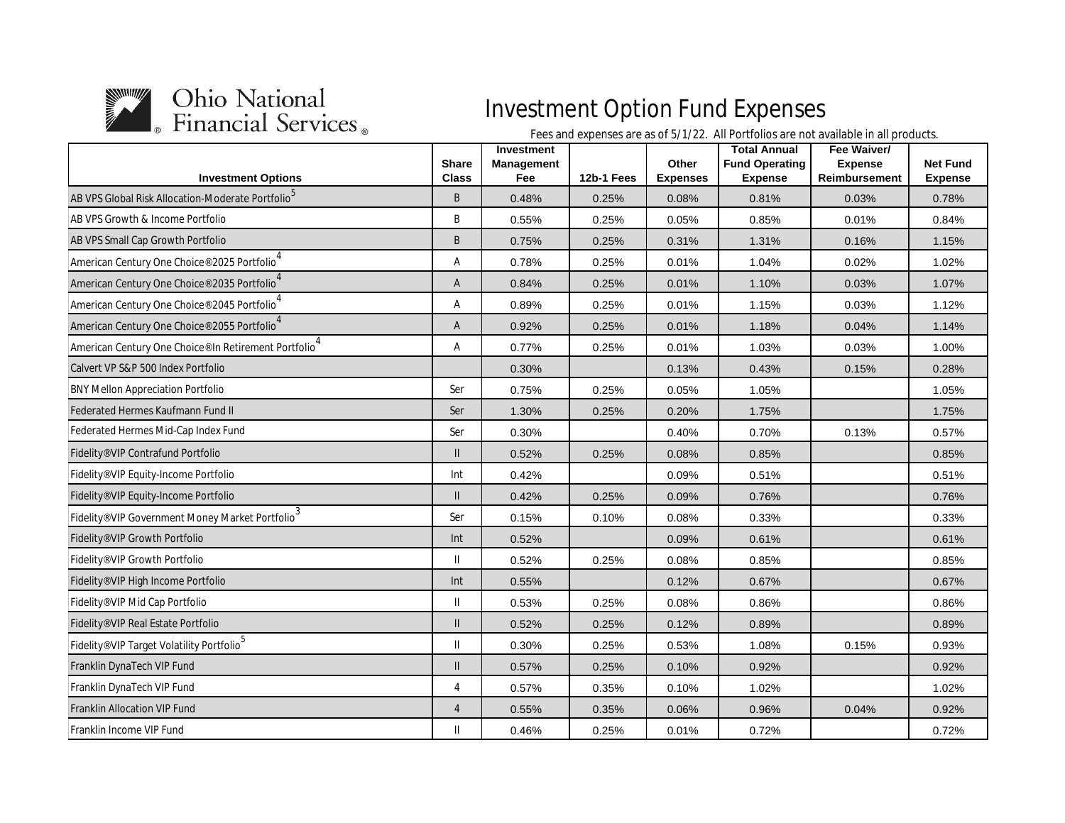Ohio National Financial Services®

# Investment Option Fund Expenses

Fees and expenses are as of 5/1/22. All Portfolios are not available in all products.

| Investment Options | Share Class | Investment Management Fee | 12b-1 Fees | Other Expenses | Total Annual Fund Operating Expense | Fee Waiver/ Expense Reimbursement | Net Fund Expense |
|---|---|---|---|---|---|---|---|
| AB VPS Global Risk Allocation-Moderate Portfolio[5] | B | 0.48% | 0.25% | 0.08% | 0.81% | 0.03% | 0.78% |
| AB VPS Growth & Income Portfolio | B | 0.55% | 0.25% | 0.05% | 0.85% | 0.01% | 0.84% |
| AB VPS Small Cap Growth Portfolio | B | 0.75% | 0.25% | 0.31% | 1.31% | 0.16% | 1.15% |
| American Century One Choice®2025 Portfolio[4] | A | 0.78% | 0.25% | 0.01% | 1.04% | 0.02% | 1.02% |
| American Century One Choice®2035 Portfolio[4] | A | 0.84% | 0.25% | 0.01% | 1.10% | 0.03% | 1.07% |
| American Century One Choice®2045 Portfolio[4] | A | 0.89% | 0.25% | 0.01% | 1.15% | 0.03% | 1.12% |
| American Century One Choice®2055 Portfolio[4] | A | 0.92% | 0.25% | 0.01% | 1.18% | 0.04% | 1.14% |
| American Century One Choice®In Retirement Portfolio[4] | A | 0.77% | 0.25% | 0.01% | 1.03% | 0.03% | 1.00% |
| Calvert VP S&P 500 Index Portfolio | | 0.30% | | 0.13% | 0.43% | 0.15% | 0.28% |
| BNY Mellon Appreciation Portfolio | Ser | 0.75% | 0.25% | 0.05% | 1.05% | | 1.05% |
| Federated Hermes Kaufmann Fund II | Ser | 1.30% | 0.25% | 0.20% | 1.75% | | 1.75% |
| Federated Hermes Mid-Cap Index Fund | Ser | 0.30% | | 0.40% | 0.70% | 0.13% | 0.57% |
| Fidelity®VIP Contrafund Portfolio | II | 0.52% | 0.25% | 0.08% | 0.85% | | 0.85% |
| Fidelity®VIP Equity-Income Portfolio | Int | 0.42% | | 0.09% | 0.51% | | 0.51% |
| Fidelity®VIP Equity-Income Portfolio | II | 0.42% | 0.25% | 0.09% | 0.76% | | 0.76% |
| Fidelity®VIP Government Money Market Portfolio[3] | Ser | 0.15% | 0.10% | 0.08% | 0.33% | | 0.33% |
| Fidelity®VIP Growth Portfolio | Int | 0.52% | | 0.09% | 0.61% | | 0.61% |
| Fidelity®VIP Growth Portfolio | II | 0.52% | 0.25% | 0.08% | 0.85% | | 0.85% |
| Fidelity®VIP High Income Portfolio | Int | 0.55% | | 0.12% | 0.67% | | 0.67% |
| Fidelity®VIP Mid Cap Portfolio | II | 0.53% | 0.25% | 0.08% | 0.86% | | 0.86% |
| Fidelity®VIP Real Estate Portfolio | II | 0.52% | 0.25% | 0.12% | 0.89% | | 0.89% |
| Fidelity®VIP Target Volatility Portfolio[5] | II | 0.30% | 0.25% | 0.53% | 1.08% | 0.15% | 0.93% |
| Franklin DynaTech VIP Fund | II | 0.57% | 0.25% | 0.10% | 0.92% | | 0.92% |
| Franklin DynaTech VIP Fund | 4 | 0.57% | 0.35% | 0.10% | 1.02% | | 1.02% |
| Franklin Allocation VIP Fund | 4 | 0.55% | 0.35% | 0.06% | 0.96% | 0.04% | 0.92% |
| Franklin Income VIP Fund | II | 0.46% | 0.25% | 0.01% | 0.72% | | 0.72% |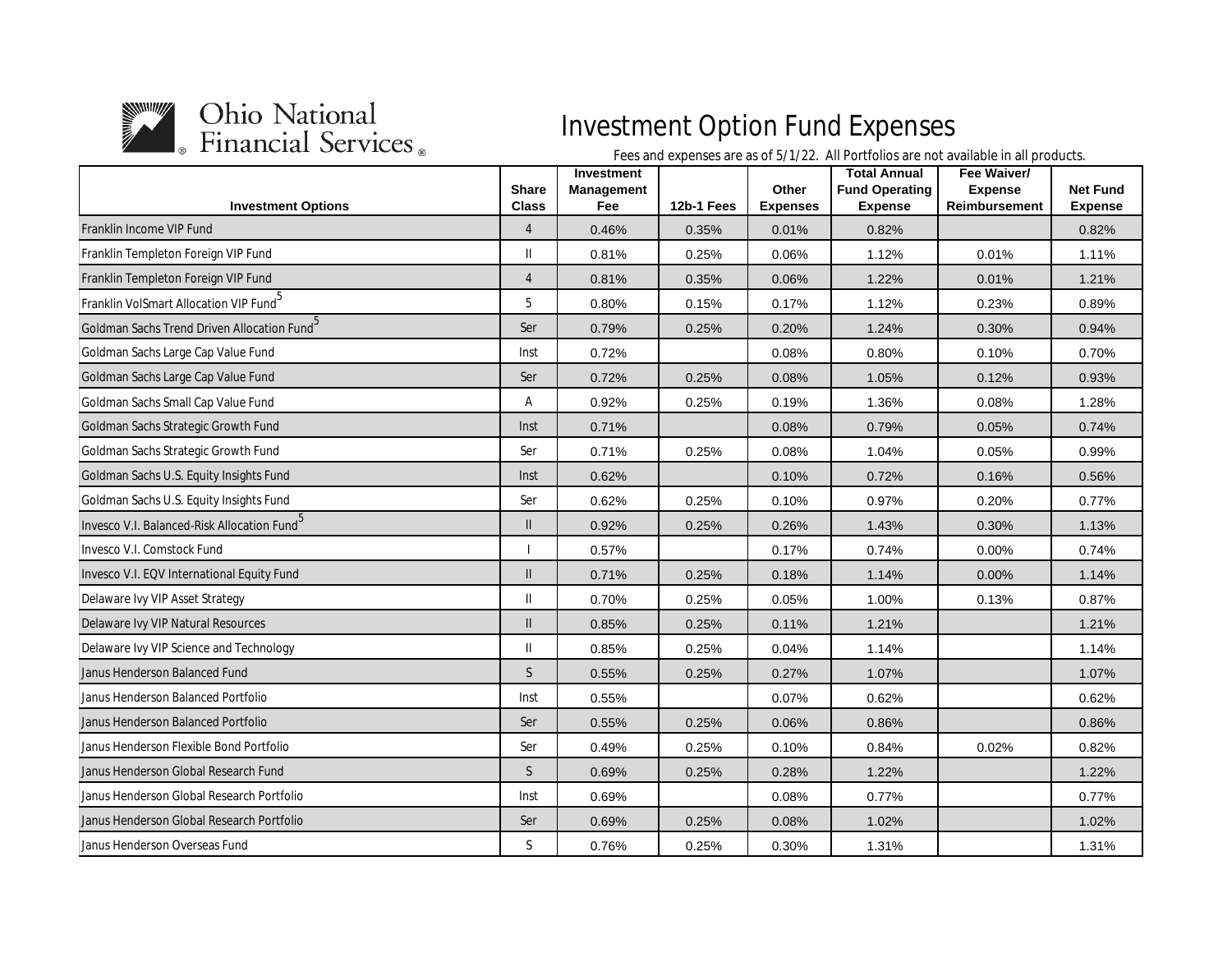Ohio National Financial Services

# Investment Option Fund Expenses

Fees and expenses are as of 5/1/22. All Portfolios are not available in all products.

| Investment Options | Share Class | Investment Management Fee | 12b-1 Fees | Other Expenses | Total Annual Fund Operating Expense | Fee Waiver/ Expense Reimbursement | Net Fund Expense |
|---|---|---|---|---|---|---|---|
| Franklin Income VIP Fund | 4 | 0.46% | 0.35% | 0.01% | 0.82% | | 0.82% |
| Franklin Templeton Foreign VIP Fund | II | 0.81% | 0.25% | 0.06% | 1.12% | 0.01% | 1.11% |
| Franklin Templeton Foreign VIP Fund | 4 | 0.81% | 0.35% | 0.06% | 1.22% | 0.01% | 1.21% |
| Franklin VolSmart Allocation VIP Fund[5] | 5 | 0.80% | 0.15% | 0.17% | 1.12% | 0.23% | 0.89% |
| Goldman Sachs Trend Driven Allocation Fund[5] | Ser | 0.79% | 0.25% | 0.20% | 1.24% | 0.30% | 0.94% |
| Goldman Sachs Large Cap Value Fund | Inst | 0.72% | | 0.08% | 0.80% | 0.10% | 0.70% |
| Goldman Sachs Large Cap Value Fund | Ser | 0.72% | 0.25% | 0.08% | 1.05% | 0.12% | 0.93% |
| Goldman Sachs Small Cap Value Fund | A | 0.92% | 0.25% | 0.19% | 1.36% | 0.08% | 1.28% |
| Goldman Sachs Strategic Growth Fund | Inst | 0.71% | | 0.08% | 0.79% | 0.05% | 0.74% |
| Goldman Sachs Strategic Growth Fund | Ser | 0.71% | 0.25% | 0.08% | 1.04% | 0.05% | 0.99% |
| Goldman Sachs U.S. Equity Insights Fund | Inst | 0.62% | | 0.10% | 0.72% | 0.16% | 0.56% |
| Goldman Sachs U.S. Equity Insights Fund | Ser | 0.62% | 0.25% | 0.10% | 0.97% | 0.20% | 0.77% |
| Invesco V.I. Balanced-Risk Allocation Fund[5] | II | 0.92% | 0.25% | 0.26% | 1.43% | 0.30% | 1.13% |
| Invesco V.I. Comstock Fund | I | 0.57% | | 0.17% | 0.74% | 0.00% | 0.74% |
| Invesco V.I. EQV International Equity Fund | II | 0.71% | 0.25% | 0.18% | 1.14% | 0.00% | 1.14% |
| Delaware Ivy VIP Asset Strategy | II | 0.70% | 0.25% | 0.05% | 1.00% | 0.13% | 0.87% |
| Delaware Ivy VIP Natural Resources | II | 0.85% | 0.25% | 0.11% | 1.21% | | 1.21% |
| Delaware Ivy VIP Science and Technology | II | 0.85% | 0.25% | 0.04% | 1.14% | | 1.14% |
| Janus Henderson Balanced Fund | S | 0.55% | 0.25% | 0.27% | 1.07% | | 1.07% |
| Janus Henderson Balanced Portfolio | Inst | 0.55% | | 0.07% | 0.62% | | 0.62% |
| Janus Henderson Balanced Portfolio | Ser | 0.55% | 0.25% | 0.06% | 0.86% | | 0.86% |
| Janus Henderson Flexible Bond Portfolio | Ser | 0.49% | 0.25% | 0.10% | 0.84% | 0.02% | 0.82% |
| Janus Henderson Global Research Fund | S | 0.69% | 0.25% | 0.28% | 1.22% | | 1.22% |
| Janus Henderson Global Research Portfolio | Inst | 0.69% | | 0.08% | 0.77% | | 0.77% |
| Janus Henderson Global Research Portfolio | Ser | 0.69% | 0.25% | 0.08% | 1.02% | | 1.02% |
| Janus Henderson Overseas Fund | S | 0.76% | 0.25% | 0.30% | 1.31% | | 1.31% |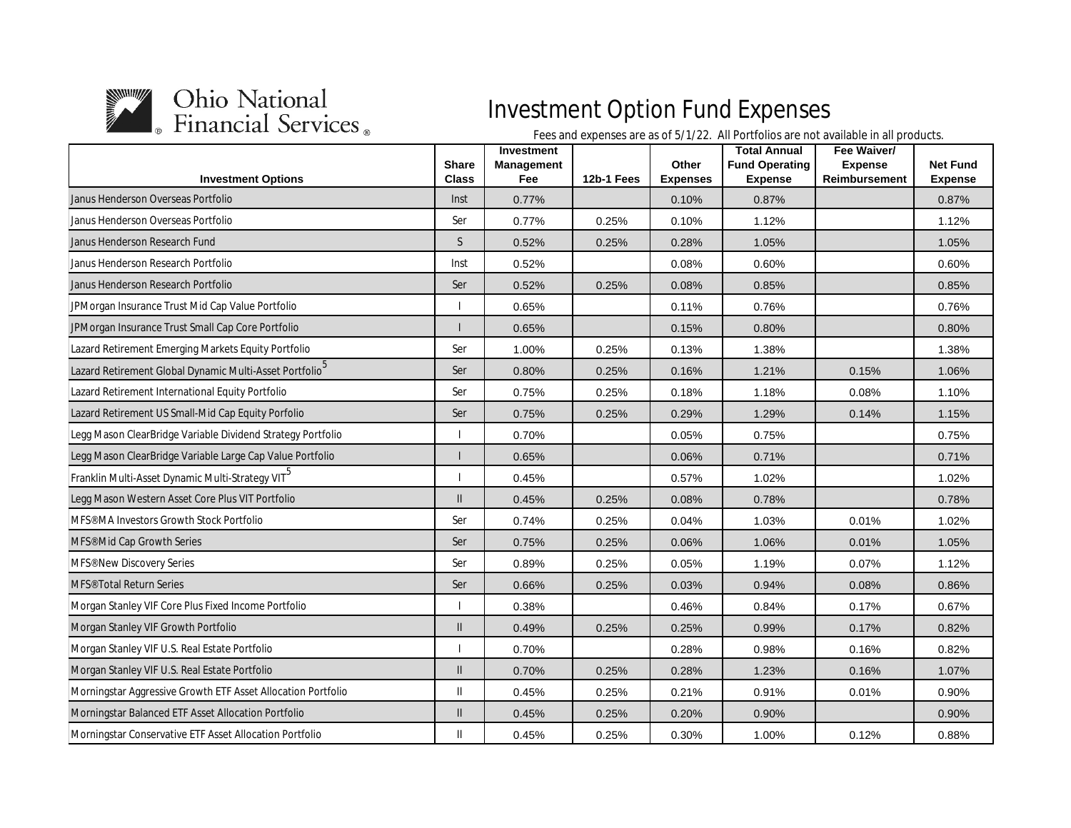# Ohio National Financial Services

## Investment Option Fund Expenses

Fees and expenses are as of 5/1/22. All Portfolios are not available in all products.

| Investment Options | Share Class | Investment Management Fee | 12b-1 Fees | Other Expenses | Total Annual Fund Operating Expense | Fee Waiver/ Expense Reimbursement | Net Fund Expense |
|---|---|---|---|---|---|---|---|
| Janus Henderson Overseas Portfolio | Inst | 0.77% | | 0.10% | 0.87% | | 0.87% |
| Janus Henderson Overseas Portfolio | Ser | 0.77% | 0.25% | 0.10% | 1.12% | | 1.12% |
| Janus Henderson Research Fund | S | 0.52% | 0.25% | 0.28% | 1.05% | | 1.05% |
| Janus Henderson Research Portfolio | Inst | 0.52% | | 0.08% | 0.60% | | 0.60% |
| Janus Henderson Research Portfolio | Ser | 0.52% | 0.25% | 0.08% | 0.85% | | 0.85% |
| JPMorgan Insurance Trust Mid Cap Value Portfolio | I | 0.65% | | 0.11% | 0.76% | | 0.76% |
| JPMorgan Insurance Trust Small Cap Core Portfolio | I | 0.65% | | 0.15% | 0.80% | | 0.80% |
| Lazard Retirement Emerging Markets Equity Portfolio | Ser | 1.00% | 0.25% | 0.13% | 1.38% | | 1.38% |
| Lazard Retirement Global Dynamic Multi-Asset Portfolio[5] | Ser | 0.80% | 0.25% | 0.16% | 1.21% | 0.15% | 1.06% |
| Lazard Retirement International Equity Portfolio | Ser | 0.75% | 0.25% | 0.18% | 1.18% | 0.08% | 1.10% |
| Lazard Retirement US Small-Mid Cap Equity Porfolio | Ser | 0.75% | 0.25% | 0.29% | 1.29% | 0.14% | 1.15% |
| Legg Mason ClearBridge Variable Dividend Strategy Portfolio | I | 0.70% | | 0.05% | 0.75% | | 0.75% |
| Legg Mason ClearBridge Variable Large Cap Value Portfolio | I | 0.65% | | 0.06% | 0.71% | | 0.71% |
| Franklin Multi-Asset Dynamic Multi-Strategy VIT[5] | I | 0.45% | | 0.57% | 1.02% | | 1.02% |
| Legg Mason Western Asset Core Plus VIT Portfolio | II | 0.45% | 0.25% | 0.08% | 0.78% | | 0.78% |
| MFS®MA Investors Growth Stock Portfolio | Ser | 0.74% | 0.25% | 0.04% | 1.03% | 0.01% | 1.02% |
| MFS®Mid Cap Growth Series | Ser | 0.75% | 0.25% | 0.06% | 1.06% | 0.01% | 1.05% |
| MFS®New Discovery Series | Ser | 0.89% | 0.25% | 0.05% | 1.19% | 0.07% | 1.12% |
| MFS®Total Return Series | Ser | 0.66% | 0.25% | 0.03% | 0.94% | 0.08% | 0.86% |
| Morgan Stanley VIF Core Plus Fixed Income Portfolio | I | 0.38% | | 0.46% | 0.84% | 0.17% | 0.67% |
| Morgan Stanley VIF Growth Portfolio | II | 0.49% | 0.25% | 0.25% | 0.99% | 0.17% | 0.82% |
| Morgan Stanley VIF U.S. Real Estate Portfolio | I | 0.70% | | 0.28% | 0.98% | 0.16% | 0.82% |
| Morgan Stanley VIF U.S. Real Estate Portfolio | II | 0.70% | 0.25% | 0.28% | 1.23% | 0.16% | 1.07% |
| Morningstar Aggressive Growth ETF Asset Allocation Portfolio | II | 0.45% | 0.25% | 0.21% | 0.91% | 0.01% | 0.90% |
| Morningstar Balanced ETF Asset Allocation Portfolio | II | 0.45% | 0.25% | 0.20% | 0.90% | | 0.90% |
| Morningstar Conservative ETF Asset Allocation Portfolio | II | 0.45% | 0.25% | 0.30% | 1.00% | 0.12% | 0.88% |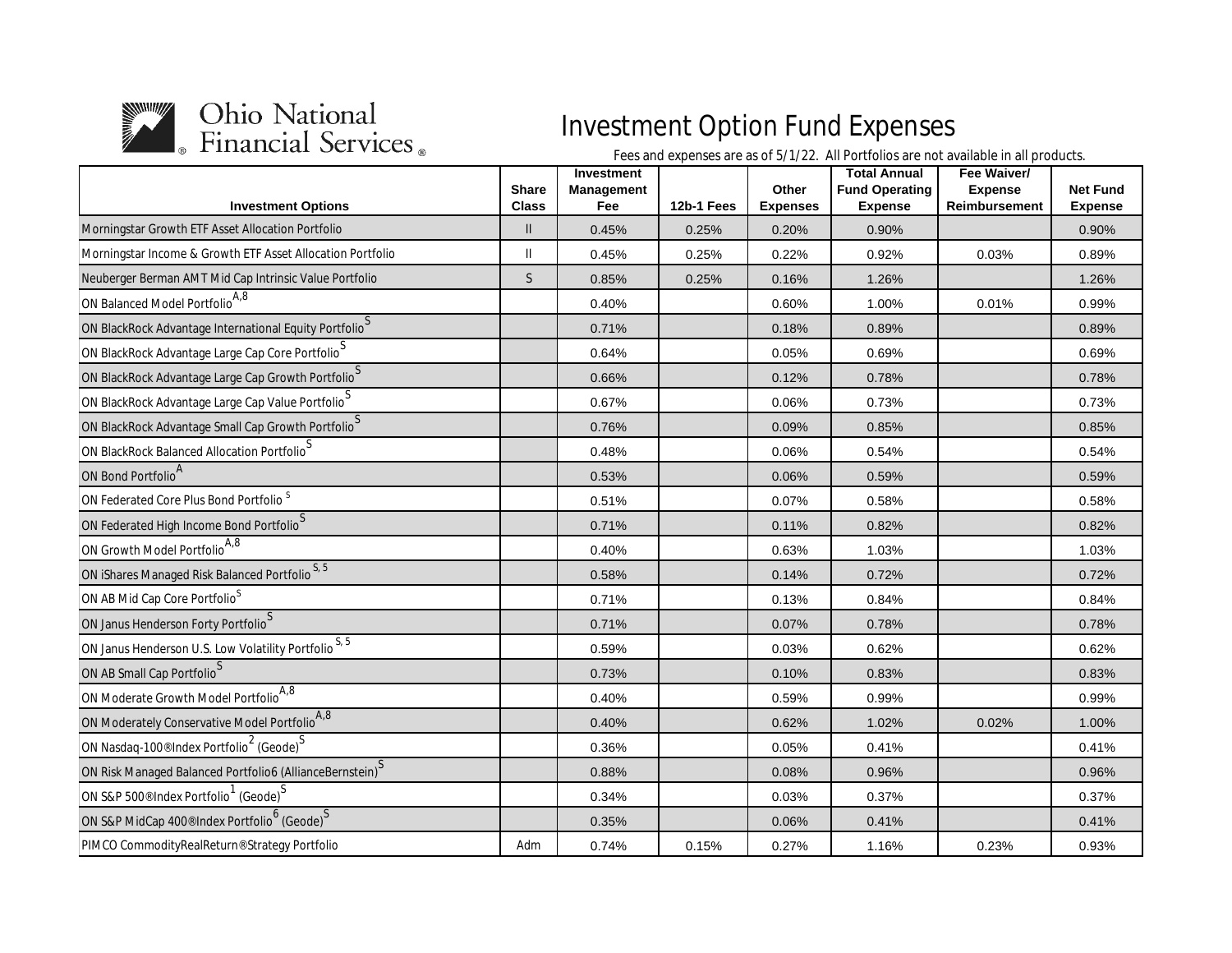Ohio National Financial Services®

# Investment Option Fund Expenses

*Fees and expenses are as of 5/1/22. All Portfolios are not available in all products.*

| Investment Options | Share Class | Investment Management Fee | 12b-1 Fees | Other Expenses | Total Annual Fund Operating Expense | Fee Waiver/ Expense Reimbursement | Net Fund Expense |
|---|---|---|---|---|---|---|---|
| Morningstar Growth ETF Asset Allocation Portfolio | II | 0.45% | 0.25% | 0.20% | 0.90% | | 0.90% |
| Morningstar Income & Growth ETF Asset Allocation Portfolio | II | 0.45% | 0.25% | 0.22% | 0.92% | 0.03% | 0.89% |
| Neuberger Berman AMT Mid Cap Intrinsic Value Portfolio | S | 0.85% | 0.25% | 0.16% | 1.26% | | 1.26% |
| ON Balanced Model Portfolio[A,8] | | 0.40% | | 0.60% | 1.00% | 0.01% | 0.99% |
| ON BlackRock Advantage International Equity Portfolio[S] | | 0.71% | | 0.18% | 0.89% | | 0.89% |
| ON BlackRock Advantage Large Cap Core Portfolio[S] | | 0.64% | | 0.05% | 0.69% | | 0.69% |
| ON BlackRock Advantage Large Cap Growth Portfolio[S] | | 0.66% | | 0.12% | 0.78% | | 0.78% |
| ON BlackRock Advantage Large Cap Value Portfolio[S] | | 0.67% | | 0.06% | 0.73% | | 0.73% |
| ON BlackRock Advantage Small Cap Growth Portfolio[S] | | 0.76% | | 0.09% | 0.85% | | 0.85% |
| ON BlackRock Balanced Allocation Portfolio[S] | | 0.48% | | 0.06% | 0.54% | | 0.54% |
| ON Bond Portfolio[A] | | 0.53% | | 0.06% | 0.59% | | 0.59% |
| ON Federated Core Plus Bond Portfolio [S] | | 0.51% | | 0.07% | 0.58% | | 0.58% |
| ON Federated High Income Bond Portfolio[S] | | 0.71% | | 0.11% | 0.82% | | 0.82% |
| ON Growth Model Portfolio[A,8] | | 0.40% | | 0.63% | 1.03% | | 1.03% |
| ON iShares Managed Risk Balanced Portfolio [S, 5] | | 0.58% | | 0.14% | 0.72% | | 0.72% |
| ON AB Mid Cap Core Portfolio[S] | | 0.71% | | 0.13% | 0.84% | | 0.84% |
| ON Janus Henderson Forty Portfolio[S] | | 0.71% | | 0.07% | 0.78% | | 0.78% |
| ON Janus Henderson U.S. Low Volatility Portfolio [S, 5] | | 0.59% | | 0.03% | 0.62% | | 0.62% |
| ON AB Small Cap Portfolio[S] | | 0.73% | | 0.10% | 0.83% | | 0.83% |
| ON Moderate Growth Model Portfolio[A,8] | | 0.40% | | 0.59% | 0.99% | | 0.99% |
| ON Moderately Conservative Model Portfolio[A,8] | | 0.40% | | 0.62% | 1.02% | 0.02% | 1.00% |
| ON Nasdaq-100®Index Portfolio[2] (Geode)[S] | | 0.36% | | 0.05% | 0.41% | | 0.41% |
| ON Risk Managed Balanced Portfolio6 (AllianceBernstein)[S] | | 0.88% | | 0.08% | 0.96% | | 0.96% |
| ON S&P 500®Index Portfolio[1] (Geode)[S] | | 0.34% | | 0.03% | 0.37% | | 0.37% |
| ON S&P MidCap 400®Index Portfolio[6] (Geode)[S] | | 0.35% | | 0.06% | 0.41% | | 0.41% |
| PIMCO CommodityRealReturn®Strategy Portfolio | Adm | 0.74% | 0.15% | 0.27% | 1.16% | 0.23% | 0.93% |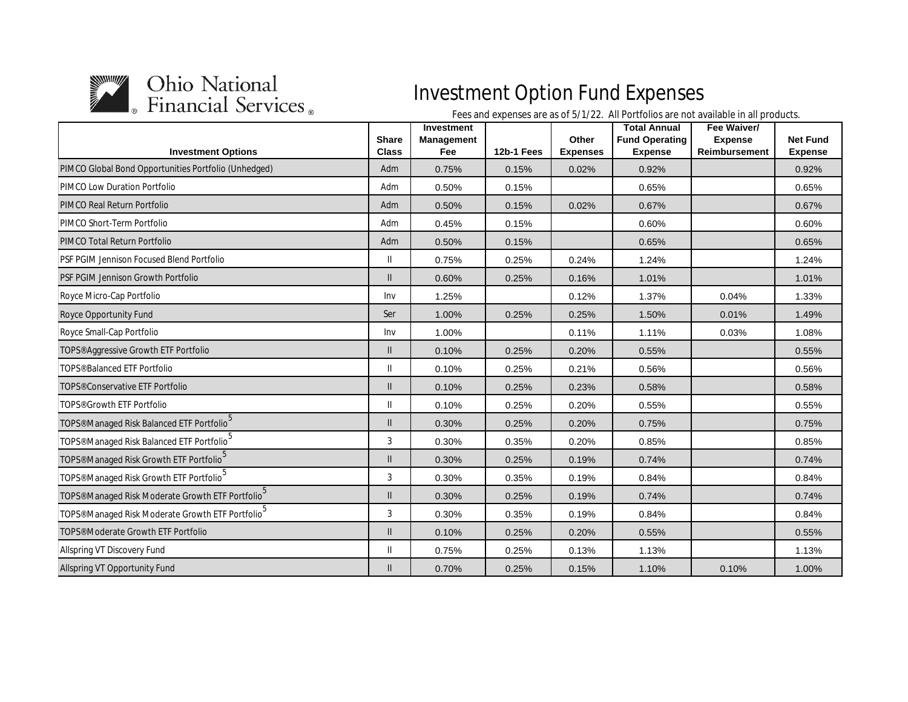Ohio National Financial Services

# Investment Option Fund Expenses

Fees and expenses are as of 5/1/22. All Portfolios are not available in all products.

| Investment Options | Share Class | Investment Management Fee | 12b-1 Fees | Other Expenses | Total Annual Fund Operating Expense | Fee Waiver/ Expense Reimbursement | Net Fund Expense |
|---|---|---|---|---|---|---|---|
| PIMCO Global Bond Opportunities Portfolio (Unhedged) | Adm | 0.75% | 0.15% | 0.02% | 0.92% | | 0.92% |
| PIMCO Low Duration Portfolio | Adm | 0.50% | 0.15% | | 0.65% | | 0.65% |
| PIMCO Real Return Portfolio | Adm | 0.50% | 0.15% | 0.02% | 0.67% | | 0.67% |
| PIMCO Short-Term Portfolio | Adm | 0.45% | 0.15% | | 0.60% | | 0.60% |
| PIMCO Total Return Portfolio | Adm | 0.50% | 0.15% | | 0.65% | | 0.65% |
| PSF PGIM Jennison Focused Blend Portfolio | II | 0.75% | 0.25% | 0.24% | 1.24% | | 1.24% |
| PSF PGIM Jennison Growth Portfolio | II | 0.60% | 0.25% | 0.16% | 1.01% | | 1.01% |
| Royce Micro-Cap Portfolio | Inv | 1.25% | | 0.12% | 1.37% | 0.04% | 1.33% |
| Royce Opportunity Fund | Ser | 1.00% | 0.25% | 0.25% | 1.50% | 0.01% | 1.49% |
| Royce Small-Cap Portfolio | Inv | 1.00% | | 0.11% | 1.11% | 0.03% | 1.08% |
| TOPS®Aggressive Growth ETF Portfolio | II | 0.10% | 0.25% | 0.20% | 0.55% | | 0.55% |
| TOPS®Balanced ETF Portfolio | II | 0.10% | 0.25% | 0.21% | 0.56% | | 0.56% |
| TOPS®Conservative ETF Portfolio | II | 0.10% | 0.25% | 0.23% | 0.58% | | 0.58% |
| TOPS®Growth ETF Portfolio | II | 0.10% | 0.25% | 0.20% | 0.55% | | 0.55% |
| TOPS®Managed Risk Balanced ETF Portfolio[5] | II | 0.30% | 0.25% | 0.20% | 0.75% | | 0.75% |
| TOPS®Managed Risk Balanced ETF Portfolio[5] | 3 | 0.30% | 0.35% | 0.20% | 0.85% | | 0.85% |
| TOPS®Managed Risk Growth ETF Portfolio[5] | II | 0.30% | 0.25% | 0.19% | 0.74% | | 0.74% |
| TOPS®Managed Risk Growth ETF Portfolio[5] | 3 | 0.30% | 0.35% | 0.19% | 0.84% | | 0.84% |
| TOPS®Managed Risk Moderate Growth ETF Portfolio[5] | II | 0.30% | 0.25% | 0.19% | 0.74% | | 0.74% |
| TOPS®Managed Risk Moderate Growth ETF Portfolio[5] | 3 | 0.30% | 0.35% | 0.19% | 0.84% | | 0.84% |
| TOPS®Moderate Growth ETF Portfolio | II | 0.10% | 0.25% | 0.20% | 0.55% | | 0.55% |
| Allspring VT Discovery Fund | II | 0.75% | 0.25% | 0.13% | 1.13% | | 1.13% |
| Allspring VT Opportunity Fund | II | 0.70% | 0.25% | 0.15% | 1.10% | 0.10% | 1.00% |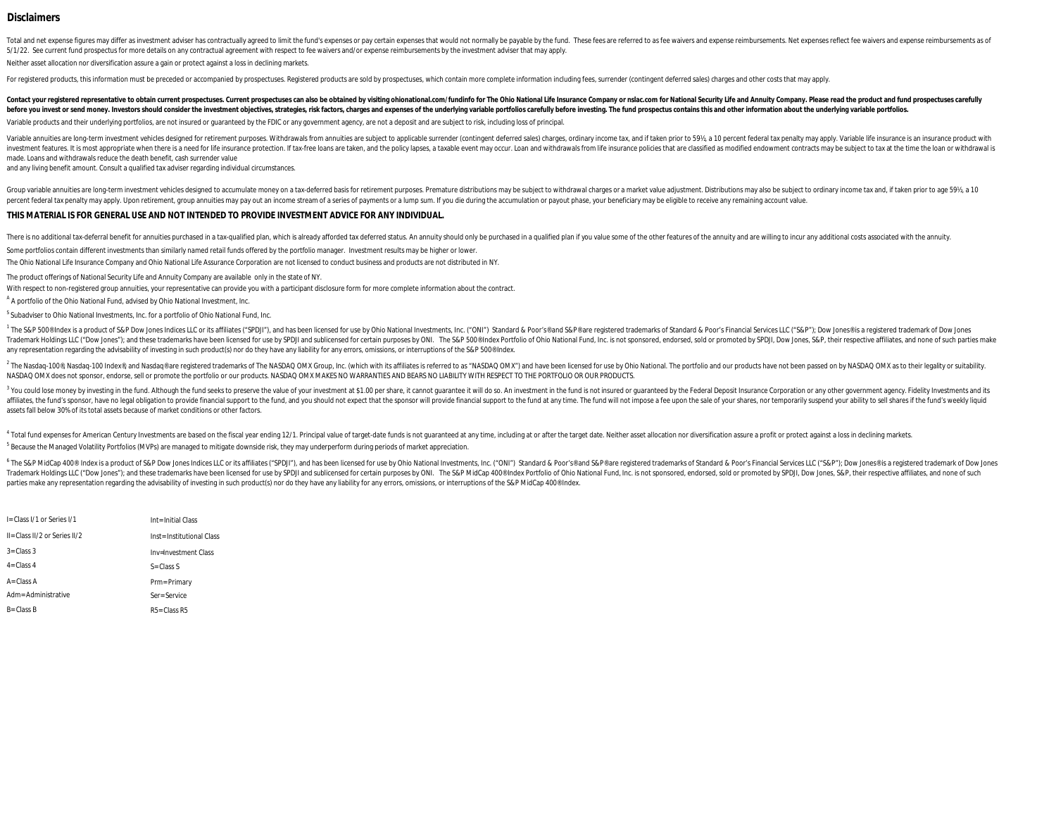## Disclaimers

Total and net expense figures may differ as investment adviser has contractually agreed to limit the fund's expenses or pay certain expenses that would not normally be payable by the fund. These fees are referred to as fee waivers and expense reimbursements. Net expenses reflect fee waivers and expense reimbursements as of 5/1/22. See current fund prospectus for more details on any contractual agreement with respect to fee waivers and/or expense reimbursements by the investment adviser that may apply.

Neither asset allocation nor diversification assure a gain or protect against a loss in declining markets.

For registered products, this information must be preceded or accompanied by prospectuses. Registered products are sold by prospectuses, which contain more complete information including fees, surrender (contingent deferred sales) charges and other costs that may apply.

**Contact your registered representative to obtain current prospectuses. Current prospectuses can also be obtained by visiting ohionational.com/fundinfo for The Ohio National Life Insurance Company or nslac.com for National Security Life and Annuity Company. Please read the product and fund prospectuses carefully before you invest or send money. Investors should consider the investment objectives, strategies, risk factors, charges and expenses of the underlying variable portfolios carefully before investing. The fund prospectus contains this and other information about the underlying variable portfolios.**

Variable products and their underlying portfolios, are not insured or guaranteed by the FDIC or any government agency, are not a deposit and are subject to risk, including loss of principal.

Variable annuities are long-term investment vehicles designed for retirement purposes. Withdrawals from annuities are subject to applicable surrender (contingent deferred sales) charges, ordinary income tax, and if taken prior to 59½, a 10 percent federal tax penalty may apply. Variable life insurance is an insurance product with investment features. It is most appropriate when there is a need for life insurance protection. If tax-free loans are taken, and the policy lapses, a taxable event may occur. Loan and withdrawals from life insurance policies that are classified as modified endowment contracts may be subject to tax at the time the loan or withdrawal is made. Loans and withdrawals reduce the death benefit, cash surrender value
and any living benefit amount. Consult a qualified tax adviser regarding individual circumstances.

Group variable annuities are long-term investment vehicles designed to accumulate money on a tax-deferred basis for retirement purposes. Premature distributions may be subject to withdrawal charges or a market value adjustment. Distributions may also be subject to ordinary income tax and, if taken prior to age 59½, a 10 percent federal tax penalty may apply. Upon retirement, group annuities may pay out an income stream of a series of payments or a lump sum. If you die during the accumulation or payout phase, your beneficiary may be eligible to receive any remaining account value.

**THIS MATERIAL IS FOR GENERAL USE AND NOT INTENDED TO PROVIDE INVESTMENT ADVICE FOR ANY INDIVIDUAL.**

There is no additional tax-deferral benefit for annuities purchased in a tax-qualified plan, which is already afforded tax deferred status. An annuity should only be purchased in a qualified plan if you value some of the other features of the annuity and are willing to incur any additional costs associated with the annuity.

Some portfolios contain different investments than similarly named retail funds offered by the portfolio manager. Investment results may be higher or lower.

The Ohio National Life Insurance Company and Ohio National Life Assurance Corporation are not licensed to conduct business and products are not distributed in NY.

The product offerings of National Security Life and Annuity Company are available only in the state of NY.

With respect to non-registered group annuities, your representative can provide you with a participant disclosure form for more complete information about the contract.

[A] A portfolio of the Ohio National Fund, advised by Ohio National Investment, Inc.

[S] Subadviser to Ohio National Investments, Inc. for a portfolio of Ohio National Fund, Inc.

[1] The S&P 500®Index is a product of S&P Dow Jones Indices LLC or its affiliates ("SPDJI"), and has been licensed for use by Ohio National Investments, Inc. ("ONI") Standard & Poor's®and S&P®are registered trademarks of Standard & Poor's Financial Services LLC ("S&P"); Dow Jones®is a registered trademark of Dow Jones Trademark Holdings LLC ("Dow Jones"); and these trademarks have been licensed for use by SPDJI and sublicensed for certain purposes by ONI. The S&P 500®Index Portfolio of Ohio National Fund, Inc. is not sponsored, endorsed, sold or promoted by SPDJI, Dow Jones, S&P, their respective affiliates, and none of such parties make any representation regarding the advisability of investing in such product(s) nor do they have any liability for any errors, omissions, or interruptions of the S&P 500®Index.

[2] The Nasdaq-100®, Nasdaq-100 Index®, and Nasdaq®are registered trademarks of The NASDAQ OMX Group, Inc. (which with its affiliates is referred to as "NASDAQ OMX") and have been licensed for use by Ohio National. The portfolio and our products have not been passed on by NASDAQ OMX as to their legality or suitability. NASDAQ OMX does not sponsor, endorse, sell or promote the portfolio or our products. NASDAQ OMX MAKES NO WARRANTIES AND BEARS NO LIABILITY WITH RESPECT TO THE PORTFOLIO OR OUR PRODUCTS.

[3] You could lose money by investing in the fund. Although the fund seeks to preserve the value of your investment at $1.00 per share, it cannot guarantee it will do so. An investment in the fund is not insured or guaranteed by the Federal Deposit Insurance Corporation or any other government agency. Fidelity Investments and its affiliates, the fund's sponsor, have no legal obligation to provide financial support to the fund, and you should not expect that the sponsor will provide financial support to the fund at any time. The fund will not impose a fee upon the sale of your shares, nor temporarily suspend your ability to sell shares if the fund's weekly liquid assets fall below 30% of its total assets because of market conditions or other factors.

[4] Total fund expenses for American Century Investments are based on the fiscal year ending 12/1. Principal value of target-date funds is not guaranteed at any time, including at or after the target date. Neither asset allocation nor diversification assure a profit or protect against a loss in declining markets.

[5] Because the Managed Volatility Portfolios (MVPs) are managed to mitigate downside risk, they may underperform during periods of market appreciation.

[6] The S&P MidCap 400® Index is a product of S&P Dow Jones Indices LLC or its affiliates ("SPDJI"), and has been licensed for use by Ohio National Investments, Inc. ("ONI") Standard & Poor's®and S&P®are registered trademarks of Standard & Poor's Financial Services LLC ("S&P"); Dow Jones®is a registered trademark of Dow Jones Trademark Holdings LLC ("Dow Jones"); and these trademarks have been licensed for use by SPDJI and sublicensed for certain purposes by ONI. The S&P MidCap 400®Index Portfolio of Ohio National Fund, Inc. is not sponsored, endorsed, sold or promoted by SPDJI, Dow Jones, S&P, their respective affiliates, and none of such parties make any representation regarding the advisability of investing in such product(s) nor do they have any liability for any errors, omissions, or interruptions of the S&P MidCap 400®Index.

| | |
|---|---|
| I=Class I/1 or Series I/1 | Int=Initial Class |
| II=Class II/2 or Series II/2 | Inst=Institutional Class |
| 3=Class 3 | Inv=Investment Class |
| 4=Class 4 | S=Class S |
| A=Class A | Prm=Primary |
| Adm=Administrative | Ser=Service |
| B=Class B | R5=Class R5 |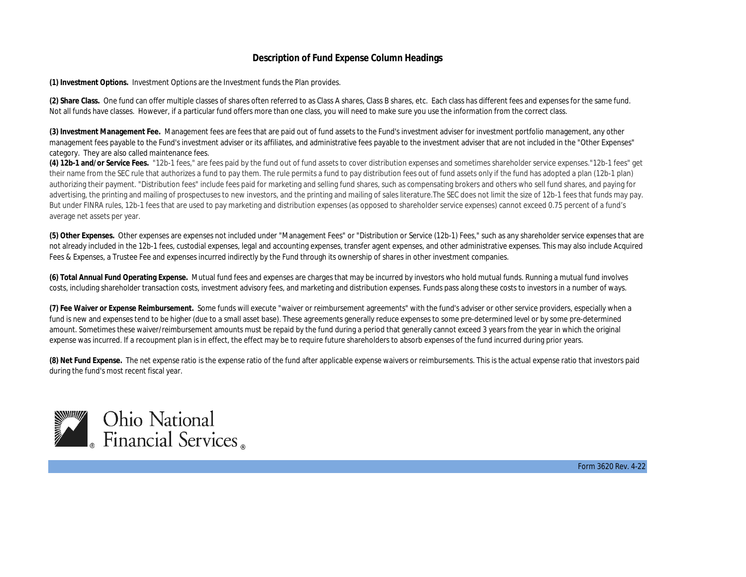## Description of Fund Expense Column Headings

**(1) Investment Options.** Investment Options are the Investment funds the Plan provides.

**(2) Share Class.** One fund can offer multiple classes of shares often referred to as Class A shares, Class B shares, etc. Each class has different fees and expenses for the same fund. Not all funds have classes. However, if a particular fund offers more than one class, you will need to make sure you use the information from the correct class.

**(3) Investment Management Fee.** Management fees are fees that are paid out of fund assets to the Fund's investment adviser for investment portfolio management, any other management fees payable to the Fund's investment adviser or its affiliates, and administrative fees payable to the investment adviser that are not included in the "Other Expenses" category. They are also called maintenance fees.

**(4) 12b-1 and/or Service Fees.** "12b-1 fees," are fees paid by the fund out of fund assets to cover distribution expenses and sometimes shareholder service expenses."12b-1 fees" get their name from the SEC rule that authorizes a fund to pay them. The rule permits a fund to pay distribution fees out of fund assets only if the fund has adopted a plan (12b-1 plan) authorizing their payment. "Distribution fees" include fees paid for marketing and selling fund shares, such as compensating brokers and others who sell fund shares, and paying for advertising, the printing and mailing of prospectuses to new investors, and the printing and mailing of sales literature.The SEC does not limit the size of 12b-1 fees that funds may pay. But under FINRA rules, 12b-1 fees that are used to pay marketing and distribution expenses (as opposed to shareholder service expenses) cannot exceed 0.75 percent of a fund's average net assets per year.

**(5) Other Expenses.** Other expenses are expenses not included under "Management Fees" or "Distribution or Service (12b-1) Fees," such as any shareholder service expenses that are not already included in the 12b-1 fees, custodial expenses, legal and accounting expenses, transfer agent expenses, and other administrative expenses. This may also include Acquired Fees & Expenses, a Trustee Fee and expenses incurred indirectly by the Fund through its ownership of shares in other investment companies.

**(6) Total Annual Fund Operating Expense.** Mutual fund fees and expenses are charges that may be incurred by investors who hold mutual funds. Running a mutual fund involves costs, including shareholder transaction costs, investment advisory fees, and marketing and distribution expenses. Funds pass along these costs to investors in a number of ways.

**(7) Fee Waiver or Expense Reimbursement.** Some funds will execute "waiver or reimbursement agreements" with the fund's adviser or other service providers, especially when a fund is new and expenses tend to be higher (due to a small asset base). These agreements generally reduce expenses to some pre-determined level or by some pre-determined amount. Sometimes these waiver/reimbursement amounts must be repaid by the fund during a period that generally cannot exceed 3 years from the year in which the original expense was incurred. If a recoupment plan is in effect, the effect may be to require future shareholders to absorb expenses of the fund incurred during prior years.

**(8) Net Fund Expense.** The net expense ratio is the expense ratio of the fund after applicable expense waivers or reimbursements. This is the actual expense ratio that investors paid during the fund's most recent fiscal year.

Ohio National Financial Services®

Form 3620 Rev. 4-22